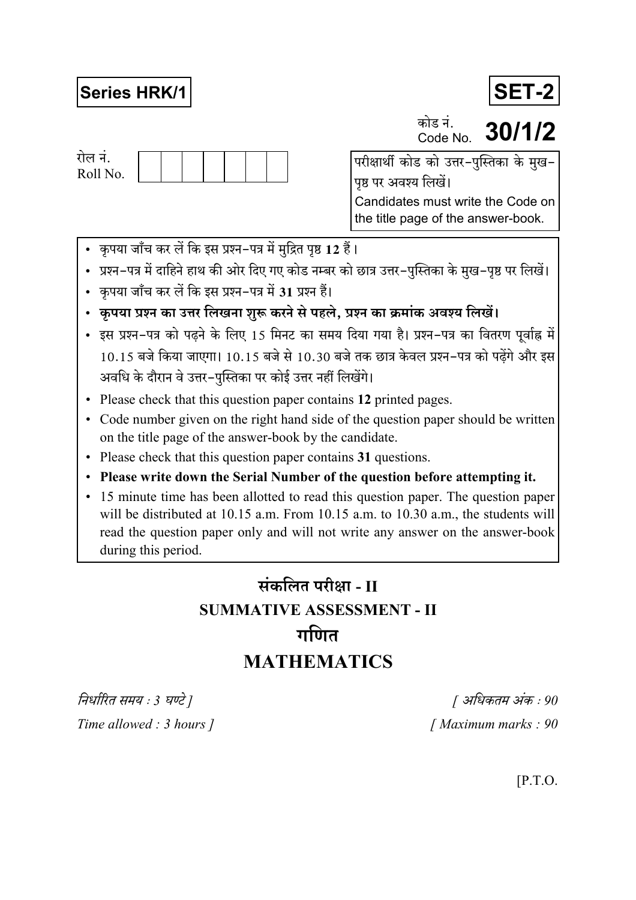**Series HRK/1** **SET-2**

कोड नं.
Code No. **30/1/2**

रोल नं.
Roll No. | | | | | | | |

परीक्षार्थी कोड को उत्तर-पुस्तिका के मुख-पृष्ठ पर अवश्य लिखें।
Candidates must write the Code on the title page of the answer-book.

- कृपया जाँच कर लें कि इस प्रश्न-पत्र में मुद्रित पृष्ठ **12** हैं।
- प्रश्न-पत्र में दाहिने हाथ की ओर दिए गए कोड नम्बर को छात्र उत्तर-पुस्तिका के मुख-पृष्ठ पर लिखें।
- कृपया जाँच कर लें कि इस प्रश्न-पत्र में **31** प्रश्न हैं।
- **कृपया प्रश्न का उत्तर लिखना शुरू करने से पहले, प्रश्न का क्रमांक अवश्य लिखें।**
- इस प्रश्न-पत्र को पढ़ने के लिए 15 मिनट का समय दिया गया है। प्रश्न-पत्र का वितरण पूर्वाह्न में 10.15 बजे किया जाएगा। 10.15 बजे से 10.30 बजे तक छात्र केवल प्रश्न-पत्र को पढ़ेंगे और इस अवधि के दौरान वे उत्तर-पुस्तिका पर कोई उत्तर नहीं लिखेंगे।
- Please check that this question paper contains **12** printed pages.
- Code number given on the right hand side of the question paper should be written on the title page of the answer-book by the candidate.
- Please check that this question paper contains **31** questions.
- **Please write down the Serial Number of the question before attempting it.**
- 15 minute time has been allotted to read this question paper. The question paper will be distributed at 10.15 a.m. From 10.15 a.m. to 10.30 a.m., the students will read the question paper only and will not write any answer on the answer-book during this period.

# संकलित परीक्षा - II
# SUMMATIVE ASSESSMENT - II
# गणित
# MATHEMATICS

*निर्धारित समय : 3 घण्टे ]* *[ अधिकतम अंक : 90*

*Time allowed : 3 hours ]* *[ Maximum marks : 90*

[P.T.O.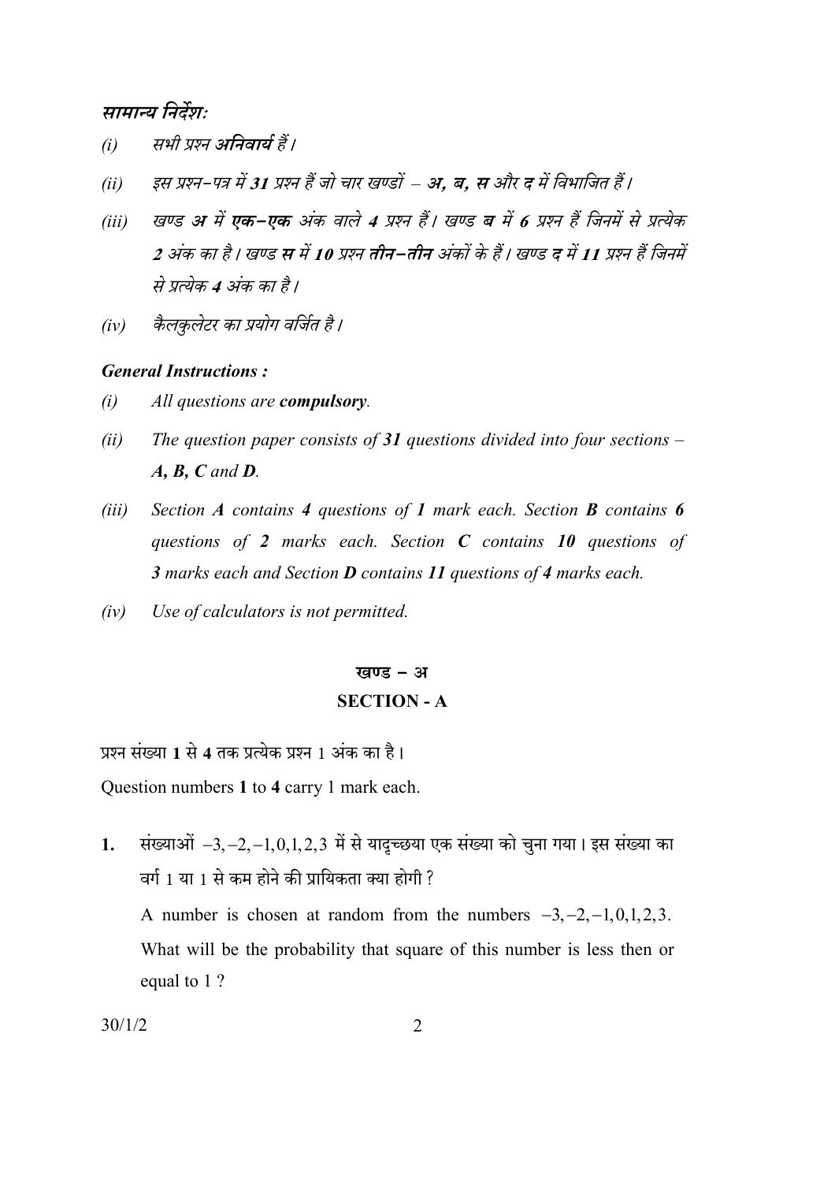### सामान्य निर्देश:

*(i)* *सभी प्रश्न **अनिवार्य** हैं।*

*(ii)* *इस प्रश्न-पत्र में **31** प्रश्न हैं जो चार खण्डों – **अ, ब, स** और **द** में विभाजित हैं।*

*(iii)* *खण्ड **अ** में **एक-एक** अंक वाले **4** प्रश्न हैं। खण्ड **ब** में **6** प्रश्न हैं जिनमें से प्रत्येक **2** अंक का है। खण्ड **स** में **10** प्रश्न **तीन-तीन** अंकों के हैं। खण्ड **द** में **11** प्रश्न हैं जिनमें से प्रत्येक **4** अंक का है।*

*(iv)* *कैलकुलेटर का प्रयोग वर्जित है।*

### *General Instructions :*

*(i)* *All questions are **compulsory**.*

*(ii)* *The question paper consists of **31** questions divided into four sections – **A, B, C** and **D**.*

*(iii)* *Section **A** contains **4** questions of **1** mark each. Section **B** contains **6** questions of **2** marks each. Section **C** contains **10** questions of **3** marks each and Section **D** contains **11** questions of **4** marks each.*

*(iv)* *Use of calculators is not permitted.*

## खण्ड – अ

## SECTION - A

प्रश्न संख्या **1** से **4** तक प्रत्येक प्रश्न 1 अंक का है।

Question numbers **1** to **4** carry 1 mark each.

**1.** संख्याओं $-3, -2, -1, 0, 1, 2, 3$ में से यादृच्छया एक संख्या को चुना गया। इस संख्या का वर्ग 1 या 1 से कम होने की प्रायिकता क्या होगी ?

A number is chosen at random from the numbers $-3, -2, -1, 0, 1, 2, 3$. What will be the probability that square of this number is less then or equal to 1 ?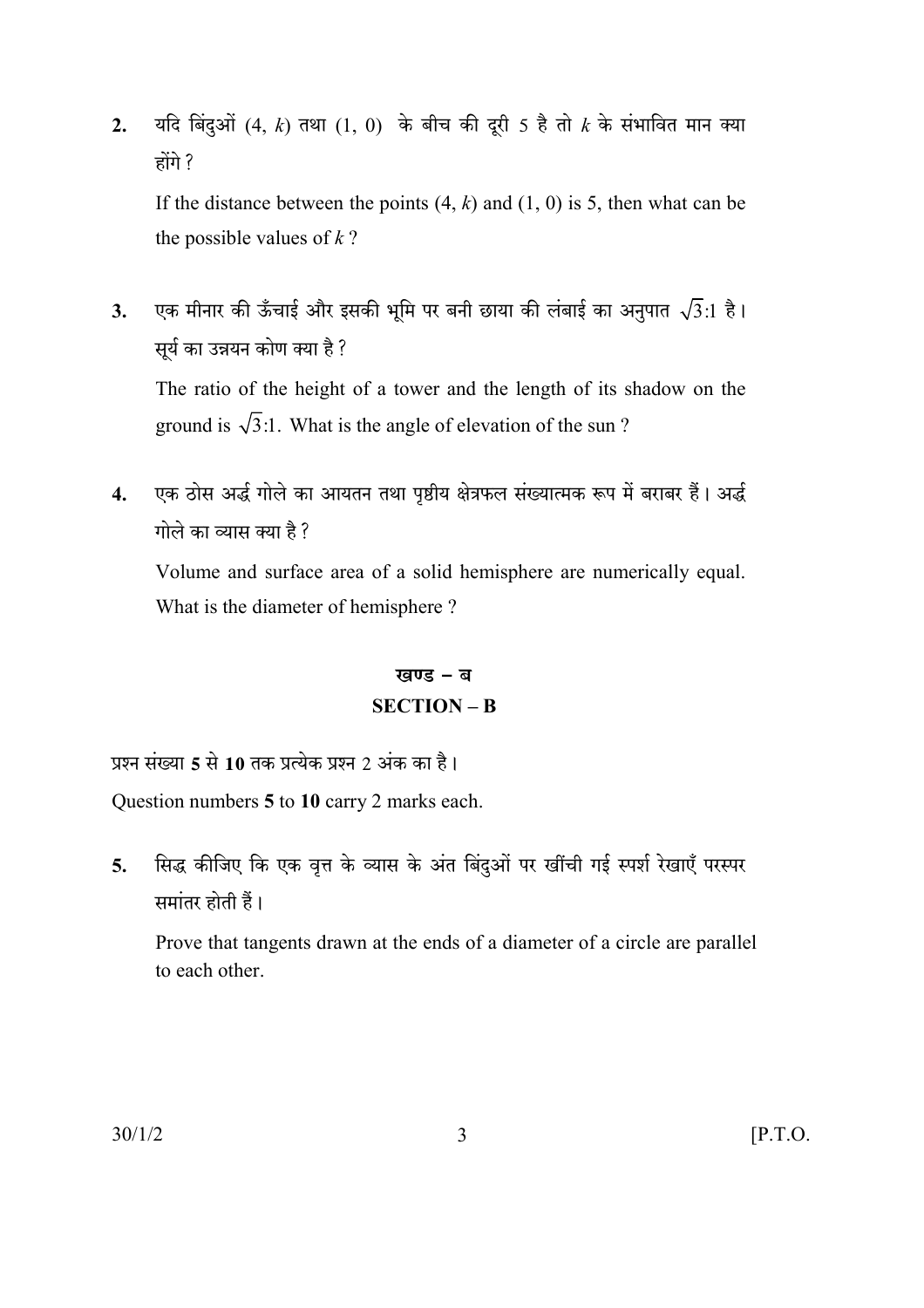2. यदि बिंदुओं $(4, k)$ तथा $(1, 0)$ के बीच की दूरी 5 है तो $k$ के संभावित मान क्या होंगे ?

   If the distance between the points $(4, k)$ and $(1, 0)$ is 5, then what can be the possible values of $k$ ?

3. एक मीनार की ऊँचाई और इसकी भूमि पर बनी छाया की लंबाई का अनुपात $\sqrt{3}:1$ है। सूर्य का उन्नयन कोण क्या है ?

   The ratio of the height of a tower and the length of its shadow on the ground is $\sqrt{3}:1$. What is the angle of elevation of the sun ?

4. एक ठोस अर्द्ध गोले का आयतन तथा पृष्ठीय क्षेत्रफल संख्यात्मक रूप में बराबर हैं। अर्द्ध गोले का व्यास क्या है ?

   Volume and surface area of a solid hemisphere are numerically equal. What is the diameter of hemisphere ?

## खण्ड – ब
## SECTION – B

प्रश्न संख्या **5** से **10** तक प्रत्येक प्रश्न 2 अंक का है।

Question numbers **5** to **10** carry 2 marks each.

5. सिद्ध कीजिए कि एक वृत्त के व्यास के अंत बिंदुओं पर खींची गई स्पर्श रेखाएँ परस्पर समांतर होती हैं।

   Prove that tangents drawn at the ends of a diameter of a circle are parallel to each other.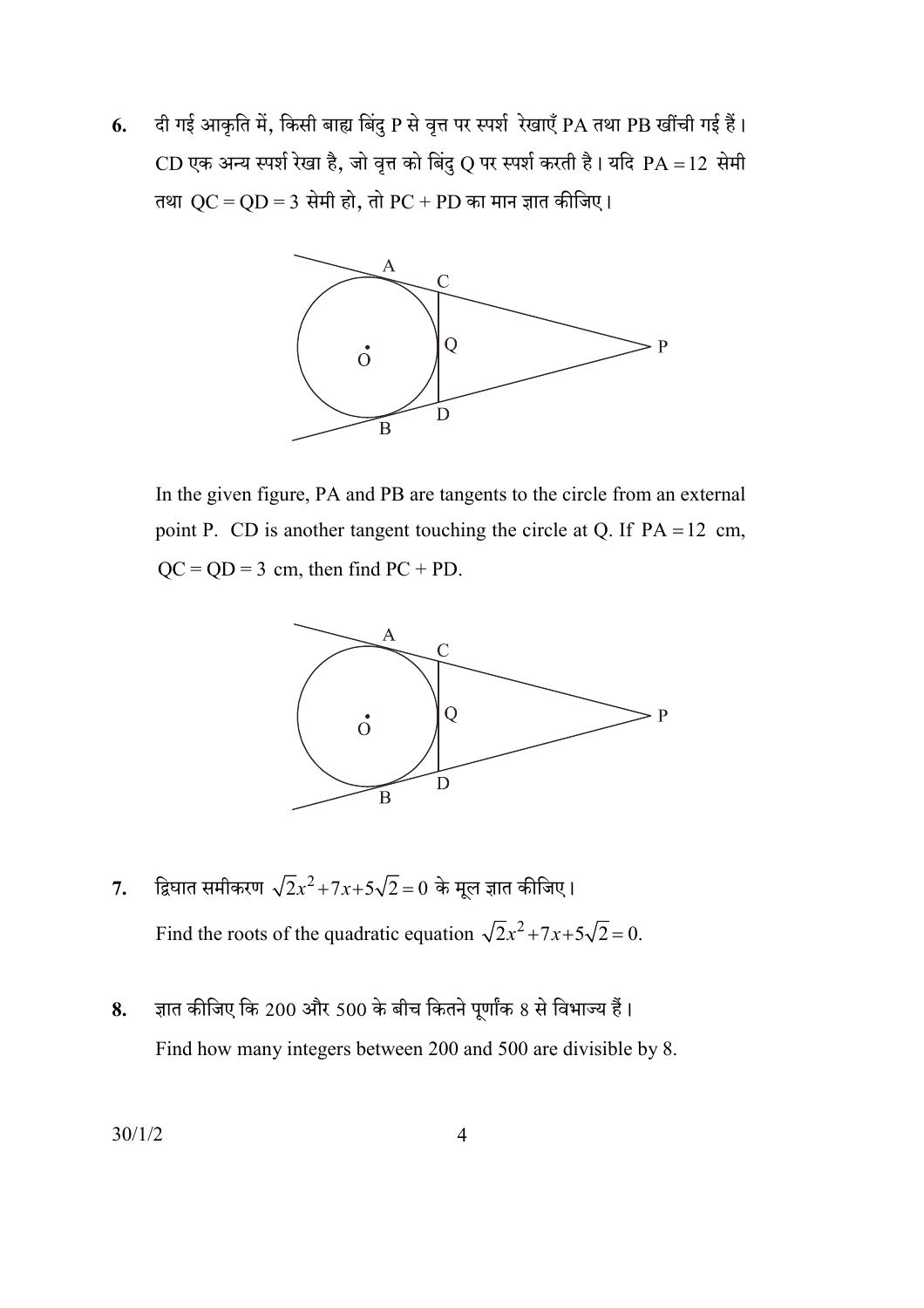**6.** दी गई आकृति में, किसी बाह्य बिंदु P से वृत्त पर स्पर्श रेखाएँ PA तथा PB खींची गई हैं। CD एक अन्य स्पर्श रेखा है, जो वृत्त को बिंदु Q पर स्पर्श करती है। यदि $PA = 12$ सेमी तथा $QC = QD = 3$ सेमी हो, तो $PC + PD$ का मान ज्ञात कीजिए।

In the given figure, PA and PB are tangents to the circle from an external point P. CD is another tangent touching the circle at Q. If $PA = 12$ cm, $QC = QD = 3$ cm, then find $PC + PD$.

**7.** द्विघात समीकरण $\sqrt{2}x^2 + 7x + 5\sqrt{2} = 0$ के मूल ज्ञात कीजिए।

Find the roots of the quadratic equation $\sqrt{2}x^2 + 7x + 5\sqrt{2} = 0$.

**8.** ज्ञात कीजिए कि 200 और 500 के बीच कितने पूर्णांक 8 से विभाज्य हैं।

Find how many integers between 200 and 500 are divisible by 8.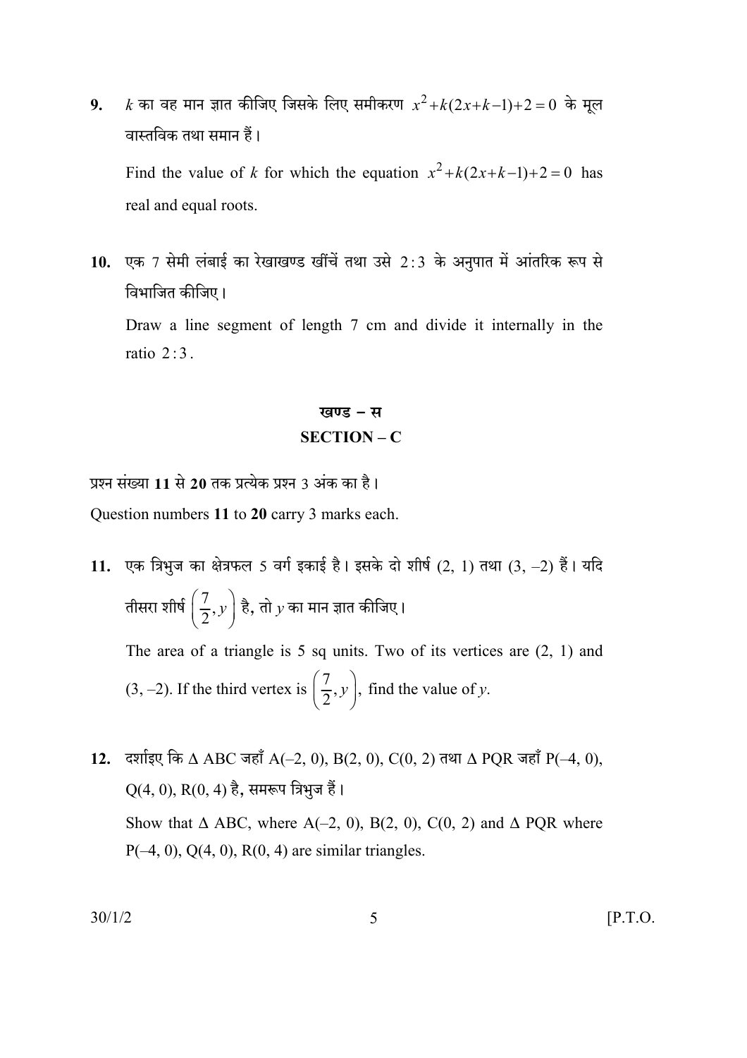**9.** $k$ का वह मान ज्ञात कीजिए जिसके लिए समीकरण $x^2+k(2x+k-1)+2=0$ के मूल वास्तविक तथा समान हैं।

Find the value of $k$ for which the equation $x^2+k(2x+k-1)+2=0$ has real and equal roots.

**10.** एक 7 सेमी लंबाई का रेखाखण्ड खींचें तथा उसे $2:3$ के अनुपात में आंतरिक रूप से विभाजित कीजिए।

Draw a line segment of length 7 cm and divide it internally in the ratio $2:3$.

## खण्ड – स
## SECTION – C

प्रश्न संख्या **11** से **20** तक प्रत्येक प्रश्न 3 अंक का है।

Question numbers **11** to **20** carry 3 marks each.

**11.** एक त्रिभुज का क्षेत्रफल 5 वर्ग इकाई है। इसके दो शीर्ष (2, 1) तथा (3, –2) हैं। यदि तीसरा शीर्ष $\left(\frac{7}{2}, y\right)$ है, तो $y$ का मान ज्ञात कीजिए।

The area of a triangle is 5 sq units. Two of its vertices are (2, 1) and (3, –2). If the third vertex is $\left(\frac{7}{2}, y\right)$, find the value of $y$.

**12.** दर्शाइए कि $\Delta$ ABC जहाँ A(–2, 0), B(2, 0), C(0, 2) तथा $\Delta$ PQR जहाँ P(–4, 0), Q(4, 0), R(0, 4) है, समरूप त्रिभुज हैं।

Show that $\Delta$ ABC, where A(–2, 0), B(2, 0), C(0, 2) and $\Delta$ PQR where P(–4, 0), Q(4, 0), R(0, 4) are similar triangles.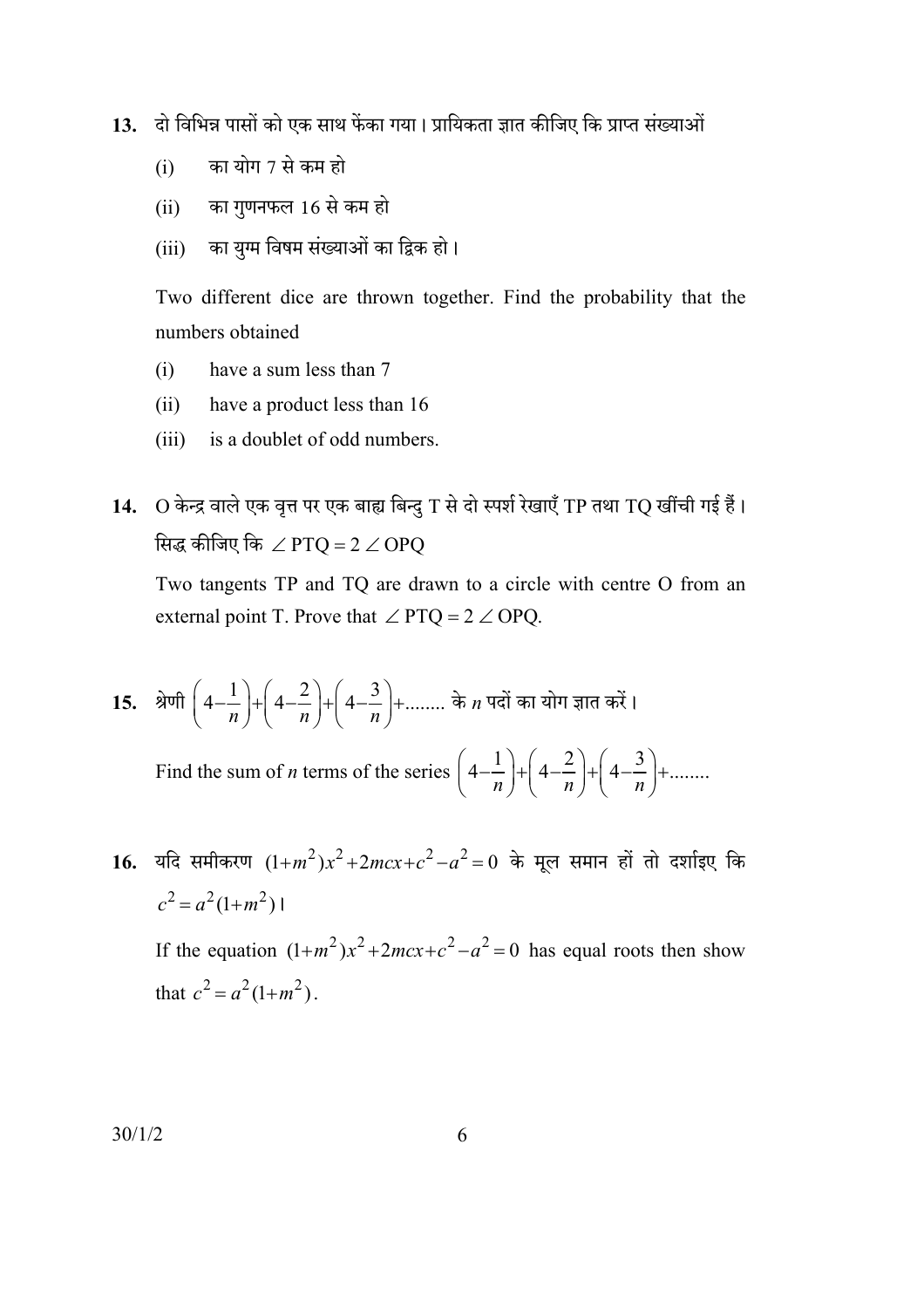**13.** दो विभिन्न पासों को एक साथ फेंका गया। प्रायिकता ज्ञात कीजिए कि प्राप्त संख्याओं

(i) का योग 7 से कम हो

(ii) का गुणनफल 16 से कम हो

(iii) का युग्म विषम संख्याओं का द्विक हो।

Two different dice are thrown together. Find the probability that the numbers obtained

(i) have a sum less than 7

(ii) have a product less than 16

(iii) is a doublet of odd numbers.

**14.** O केन्द्र वाले एक वृत्त पर एक बाह्य बिन्दु T से दो स्पर्श रेखाएँ TP तथा TQ खींची गई हैं। सिद्ध कीजिए कि $\angle PTQ = 2 \angle OPQ$

Two tangents TP and TQ are drawn to a circle with centre O from an external point T. Prove that $\angle PTQ = 2 \angle OPQ$.

**15.** श्रेणी $\left(4-\frac{1}{n}\right)+\left(4-\frac{2}{n}\right)+\left(4-\frac{3}{n}\right)+$........ के $n$ पदों का योग ज्ञात करें।

Find the sum of $n$ terms of the series $\left(4-\frac{1}{n}\right)+\left(4-\frac{2}{n}\right)+\left(4-\frac{3}{n}\right)+$........

**16.** यदि समीकरण $(1+m^2)x^2+2mcx+c^2-a^2=0$ के मूल समान हों तो दर्शाइए कि $c^2=a^2(1+m^2)$।

If the equation $(1+m^2)x^2+2mcx+c^2-a^2=0$ has equal roots then show that $c^2=a^2(1+m^2)$.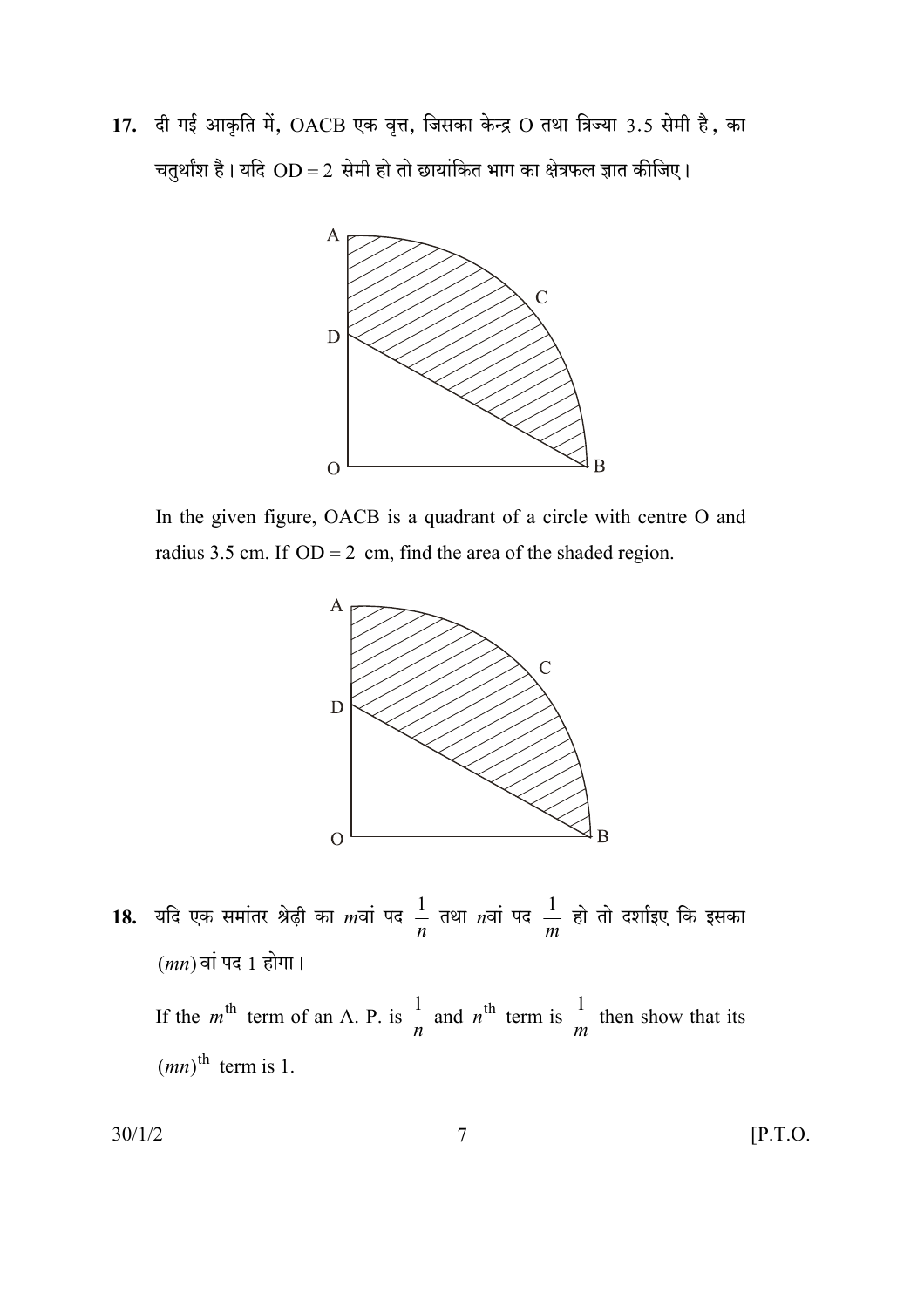17. दी गई आकृति में, OACB एक वृत्त, जिसका केन्द्र O तथा त्रिज्या 3.5 सेमी है, का चतुर्थांश है। यदि OD = 2 सेमी हो तो छायांकित भाग का क्षेत्रफल ज्ञात कीजिए।

In the given figure, OACB is a quadrant of a circle with centre O and radius 3.5 cm. If OD = 2 cm, find the area of the shaded region.

18. यदि एक समांतर श्रेढ़ी का $m$वां पद $\frac{1}{n}$ तथा $n$वां पद $\frac{1}{m}$ हो तो दर्शाइए कि इसका $(mn)$ वां पद 1 होगा।

If the $m^{\text{th}}$ term of an A. P. is $\frac{1}{n}$ and $n^{\text{th}}$ term is $\frac{1}{m}$ then show that its $(mn)^{\text{th}}$ term is 1.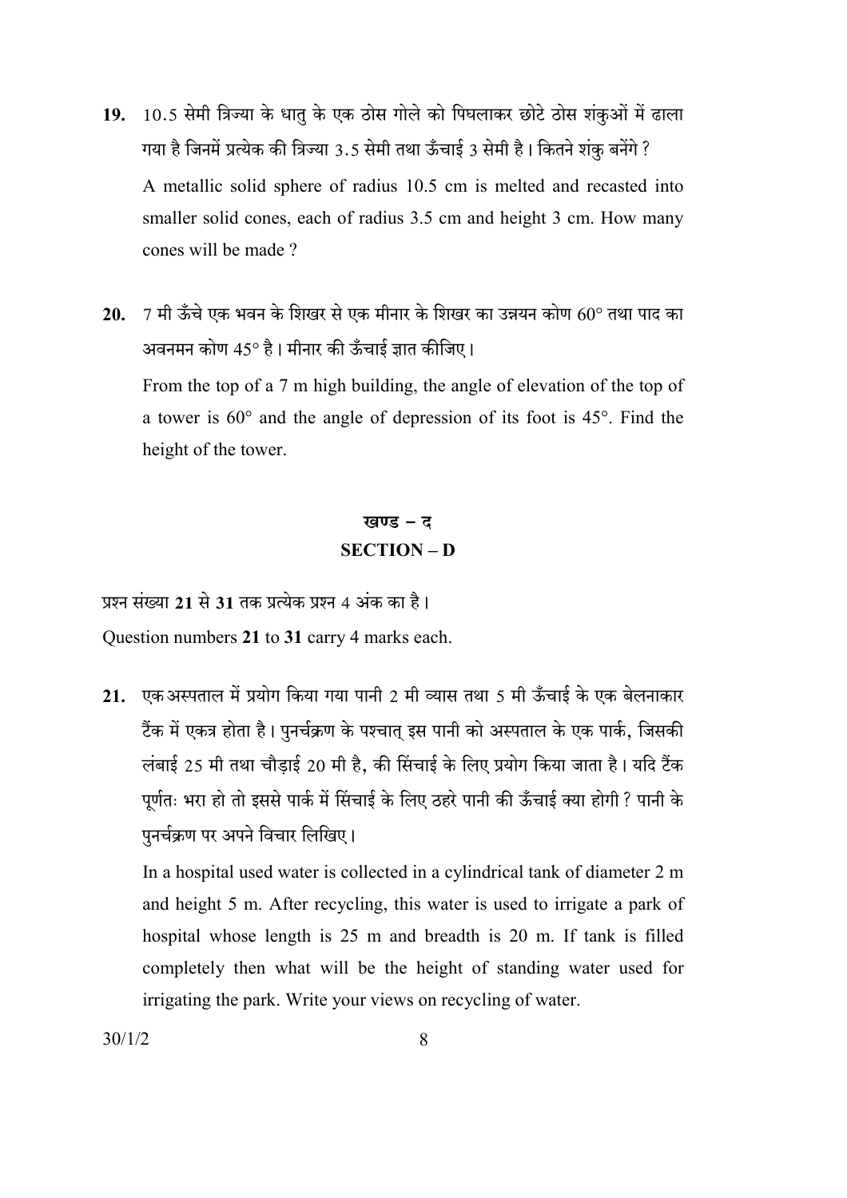**19.** 10.5 सेमी त्रिज्या के धातु के एक ठोस गोले को पिघलाकर छोटे ठोस शंकुओं में ढाला गया है जिनमें प्रत्येक की त्रिज्या 3.5 सेमी तथा ऊँचाई 3 सेमी है। कितने शंकु बनेंगे ?

A metallic solid sphere of radius 10.5 cm is melted and recasted into smaller solid cones, each of radius 3.5 cm and height 3 cm. How many cones will be made ?

**20.** 7 मी ऊँचे एक भवन के शिखर से एक मीनार के शिखर का उन्नयन कोण 60° तथा पाद का अवनमन कोण 45° है। मीनार की ऊँचाई ज्ञात कीजिए।

From the top of a 7 m high building, the angle of elevation of the top of a tower is 60° and the angle of depression of its foot is 45°. Find the height of the tower.

## खण्ड – द
## SECTION – D

प्रश्न संख्या **21** से **31** तक प्रत्येक प्रश्न 4 अंक का है।

Question numbers **21** to **31** carry 4 marks each.

**21.** एक अस्पताल में प्रयोग किया गया पानी 2 मी व्यास तथा 5 मी ऊँचाई के एक बेलनाकार टैंक में एकत्र होता है। पुनर्चक्रण के पश्चात् इस पानी को अस्पताल के एक पार्क, जिसकी लंबाई 25 मी तथा चौड़ाई 20 मी है, की सिंचाई के लिए प्रयोग किया जाता है। यदि टैंक पूर्णतः भरा हो तो इससे पार्क में सिंचाई के लिए ठहरे पानी की ऊँचाई क्या होगी ? पानी के पुनर्चक्रण पर अपने विचार लिखिए।

In a hospital used water is collected in a cylindrical tank of diameter 2 m and height 5 m. After recycling, this water is used to irrigate a park of hospital whose length is 25 m and breadth is 20 m. If tank is filled completely then what will be the height of standing water used for irrigating the park. Write your views on recycling of water.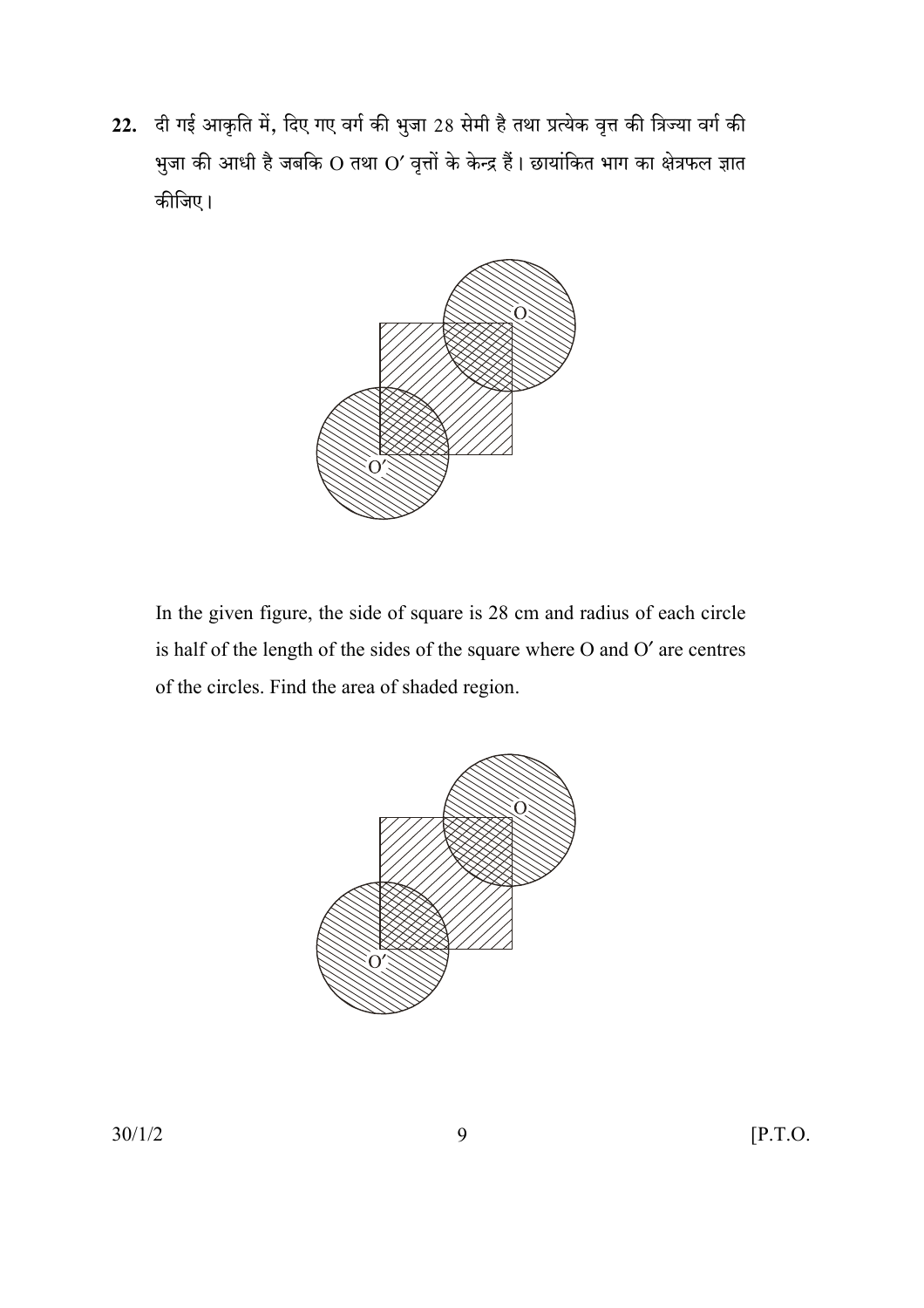**22.** दी गई आकृति में, दिए गए वर्ग की भुजा 28 सेमी है तथा प्रत्येक वृत्त की त्रिज्या वर्ग की भुजा की आधी है जबकि O तथा O′ वृत्तों के केन्द्र हैं। छायांकित भाग का क्षेत्रफल ज्ञात कीजिए।

In the given figure, the side of square is 28 cm and radius of each circle is half of the length of the sides of the square where O and O′ are centres of the circles. Find the area of shaded region.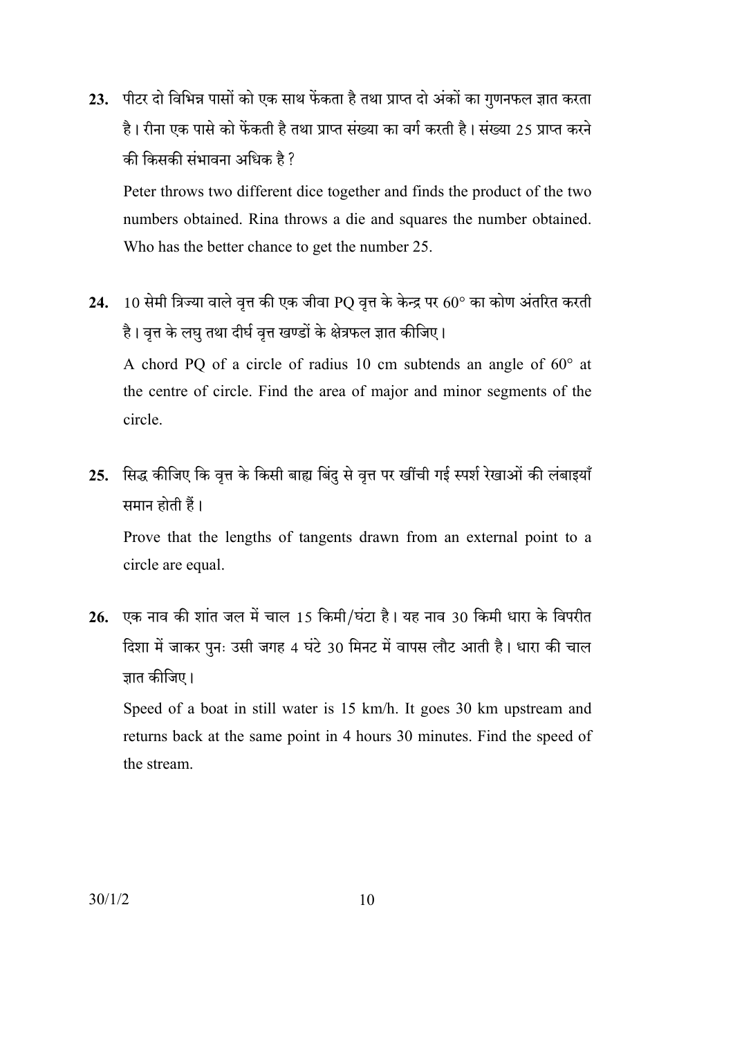23. पीटर दो विभिन्न पासों को एक साथ फेंकता है तथा प्राप्त दो अंकों का गुणनफल ज्ञात करता है। रीना एक पासे को फेंकती है तथा प्राप्त संख्या का वर्ग करती है। संख्या 25 प्राप्त करने की किसकी संभावना अधिक है ?

Peter throws two different dice together and finds the product of the two numbers obtained. Rina throws a die and squares the number obtained. Who has the better chance to get the number 25.

24. 10 सेमी त्रिज्या वाले वृत्त की एक जीवा PQ वृत्त के केन्द्र पर $60°$ का कोण अंतरित करती है। वृत्त के लघु तथा दीर्घ वृत्त खण्डों के क्षेत्रफल ज्ञात कीजिए।

A chord PQ of a circle of radius 10 cm subtends an angle of $60°$ at the centre of circle. Find the area of major and minor segments of the circle.

25. सिद्ध कीजिए कि वृत्त के किसी बाह्य बिंदु से वृत्त पर खींची गई स्पर्श रेखाओं की लंबाइयाँ समान होती हैं।

Prove that the lengths of tangents drawn from an external point to a circle are equal.

26. एक नाव की शांत जल में चाल 15 किमी/घंटा है। यह नाव 30 किमी धारा के विपरीत दिशा में जाकर पुनः उसी जगह 4 घंटे 30 मिनट में वापस लौट आती है। धारा की चाल ज्ञात कीजिए।

Speed of a boat in still water is 15 km/h. It goes 30 km upstream and returns back at the same point in 4 hours 30 minutes. Find the speed of the stream.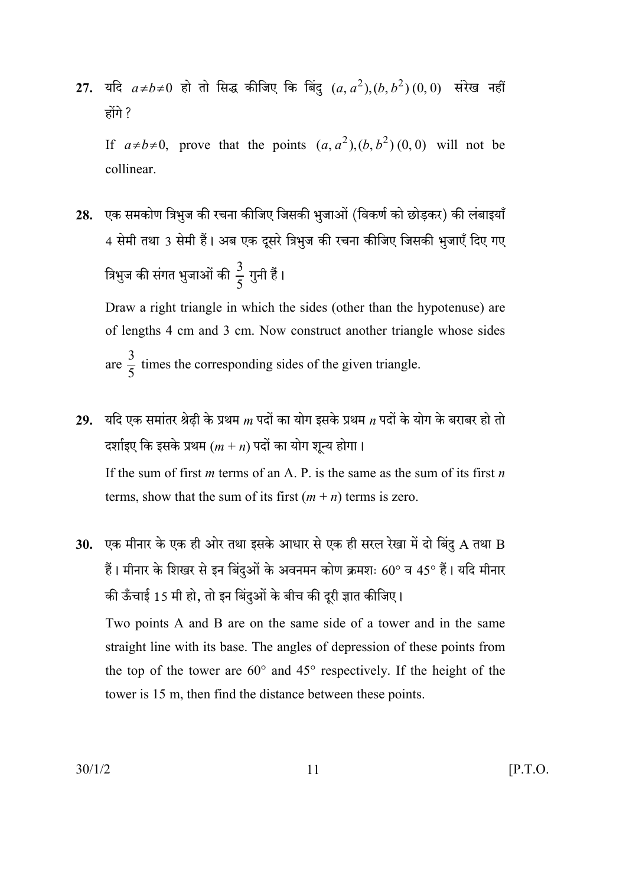**27.** यदि $a \neq b \neq 0$ हो तो सिद्ध कीजिए कि बिंदु $(a, a^2), (b, b^2)\,(0, 0)$ संरेख नहीं होंगे ?

If $a \neq b \neq 0$, prove that the points $(a, a^2), (b, b^2)\,(0, 0)$ will not be collinear.

**28.** एक समकोण त्रिभुज की रचना कीजिए जिसकी भुजाओं (विकर्ण को छोड़कर) की लंबाइयाँ 4 सेमी तथा 3 सेमी हैं। अब एक दूसरे त्रिभुज की रचना कीजिए जिसकी भुजाएँ दिए गए त्रिभुज की संगत भुजाओं की $\frac{3}{5}$ गुनी हैं।

Draw a right triangle in which the sides (other than the hypotenuse) are of lengths 4 cm and 3 cm. Now construct another triangle whose sides are $\frac{3}{5}$ times the corresponding sides of the given triangle.

**29.** यदि एक समांतर श्रेढ़ी के प्रथम $m$ पदों का योग इसके प्रथम $n$ पदों के योग के बराबर हो तो दर्शाइए कि इसके प्रथम $(m + n)$ पदों का योग शून्य होगा।

If the sum of first $m$ terms of an A. P. is the same as the sum of its first $n$ terms, show that the sum of its first $(m + n)$ terms is zero.

**30.** एक मीनार के एक ही ओर तथा इसके आधार से एक ही सरल रेखा में दो बिंदु A तथा B हैं। मीनार के शिखर से इन बिंदुओं के अवनमन कोण क्रमशः 60° व 45° हैं। यदि मीनार की ऊँचाई 15 मी हो, तो इन बिंदुओं के बीच की दूरी ज्ञात कीजिए।

Two points A and B are on the same side of a tower and in the same straight line with its base. The angles of depression of these points from the top of the tower are 60° and 45° respectively. If the height of the tower is 15 m, then find the distance between these points.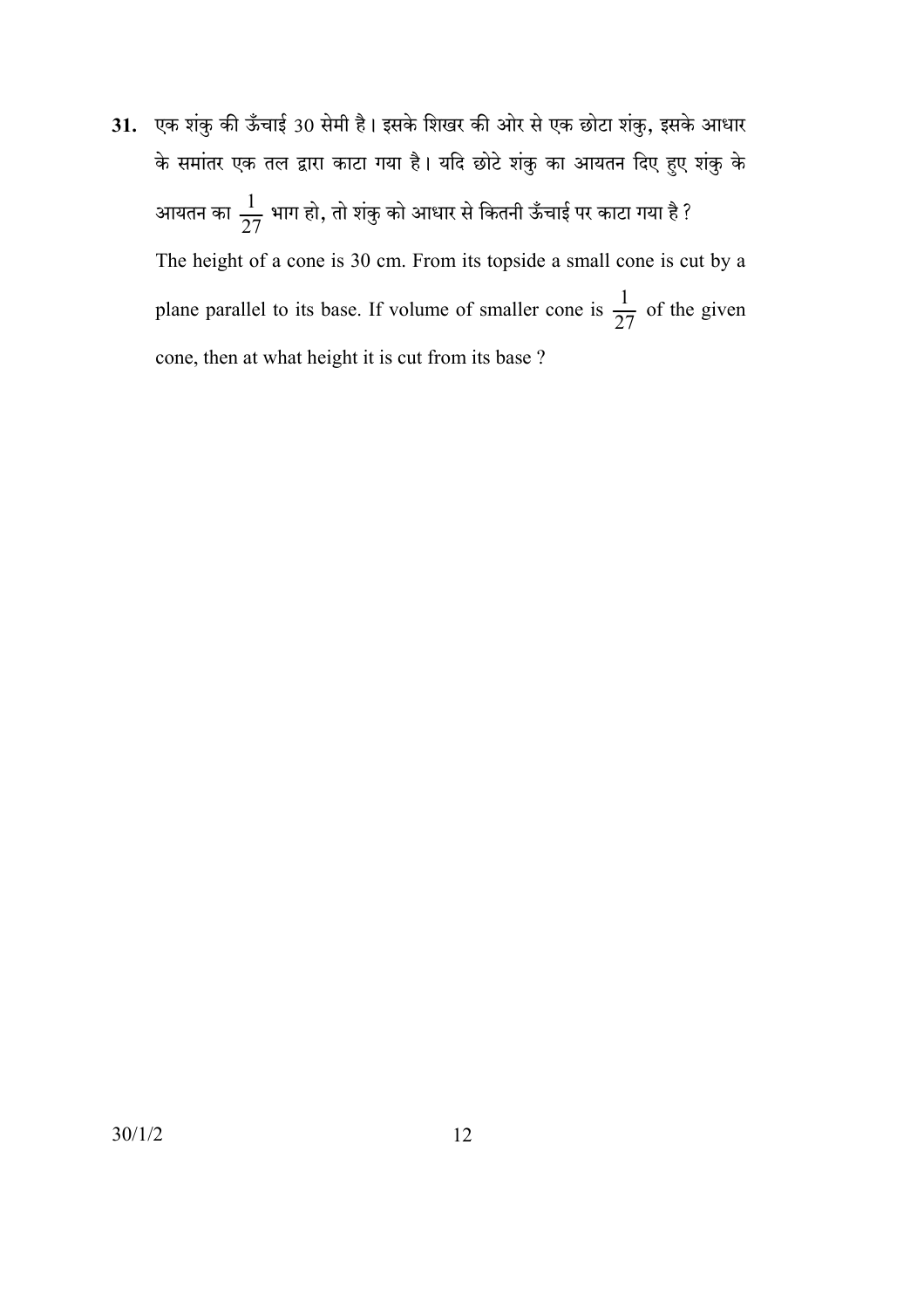**31.** एक शंकु की ऊँचाई 30 सेमी है। इसके शिखर की ओर से एक छोटा शंकु, इसके आधार के समांतर एक तल द्वारा काटा गया है। यदि छोटे शंकु का आयतन दिए हुए शंकु के आयतन का $\frac{1}{27}$ भाग हो, तो शंकु को आधार से कितनी ऊँचाई पर काटा गया है ?

The height of a cone is 30 cm. From its topside a small cone is cut by a plane parallel to its base. If volume of smaller cone is $\frac{1}{27}$ of the given cone, then at what height it is cut from its base ?